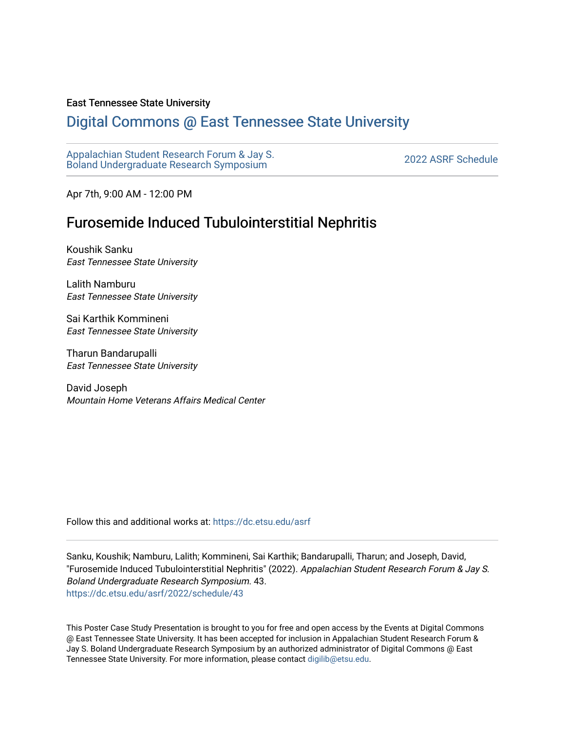East Tennessee State University

# Digital Commons @ East Tennessee State University

Appalachian Student Research Forum & Jay S. Boland Undergraduate Research Symposium

2022 ASRF Schedule

Apr 7th, 9:00 AM - 12:00 PM

## Furosemide Induced Tubulointerstitial Nephritis

Koushik Sanku
*East Tennessee State University*

Lalith Namburu
*East Tennessee State University*

Sai Karthik Kommineni
*East Tennessee State University*

Tharun Bandarupalli
*East Tennessee State University*

David Joseph
*Mountain Home Veterans Affairs Medical Center*

Follow this and additional works at: https://dc.etsu.edu/asrf

Sanku, Koushik; Namburu, Lalith; Kommineni, Sai Karthik; Bandarupalli, Tharun; and Joseph, David, "Furosemide Induced Tubulointerstitial Nephritis" (2022). *Appalachian Student Research Forum & Jay S. Boland Undergraduate Research Symposium*. 43.
https://dc.etsu.edu/asrf/2022/schedule/43

This Poster Case Study Presentation is brought to you for free and open access by the Events at Digital Commons @ East Tennessee State University. It has been accepted for inclusion in Appalachian Student Research Forum & Jay S. Boland Undergraduate Research Symposium by an authorized administrator of Digital Commons @ East Tennessee State University. For more information, please contact digilib@etsu.edu.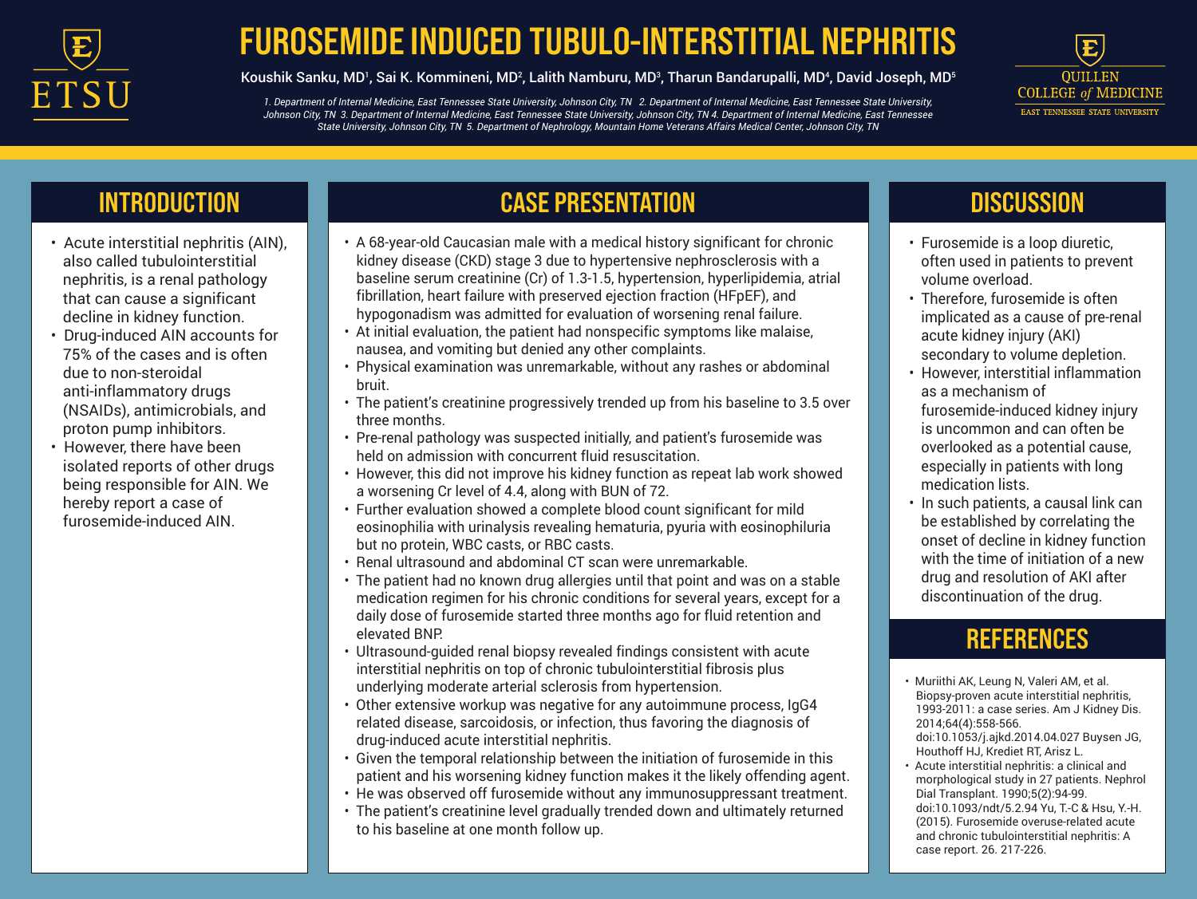# FUROSEMIDE INDUCED TUBULO-INTERSTITIAL NEPHRITIS

Koushik Sanku, MD[1], Sai K. Kommineni, MD[2], Lalith Namburu, MD[3], Tharun Bandarupalli, MD[4], David Joseph, MD[5]

*1. Department of Internal Medicine, East Tennessee State University, Johnson City, TN 2. Department of Internal Medicine, East Tennessee State University, Johnson City, TN 3. Department of Internal Medicine, East Tennessee State University, Johnson City, TN 4. Department of Internal Medicine, East Tennessee State University, Johnson City, TN 5. Department of Nephrology, Mountain Home Veterans Affairs Medical Center, Johnson City, TN*

ETSU

QUILLEN COLLEGE *of* MEDICINE
EAST TENNESSEE STATE UNIVERSITY

## INTRODUCTION

- Acute interstitial nephritis (AIN), also called tubulointerstitial nephritis, is a renal pathology that can cause a significant decline in kidney function.
- Drug-induced AIN accounts for 75% of the cases and is often due to non-steroidal anti-inflammatory drugs (NSAIDs), antimicrobials, and proton pump inhibitors.
- However, there have been isolated reports of other drugs being responsible for AIN. We hereby report a case of furosemide-induced AIN.

## CASE PRESENTATION

- A 68-year-old Caucasian male with a medical history significant for chronic kidney disease (CKD) stage 3 due to hypertensive nephrosclerosis with a baseline serum creatinine (Cr) of 1.3-1.5, hypertension, hyperlipidemia, atrial fibrillation, heart failure with preserved ejection fraction (HFpEF), and hypogonadism was admitted for evaluation of worsening renal failure.
- At initial evaluation, the patient had nonspecific symptoms like malaise, nausea, and vomiting but denied any other complaints.
- Physical examination was unremarkable, without any rashes or abdominal bruit.
- The patient's creatinine progressively trended up from his baseline to 3.5 over three months.
- Pre-renal pathology was suspected initially, and patient's furosemide was held on admission with concurrent fluid resuscitation.
- However, this did not improve his kidney function as repeat lab work showed a worsening Cr level of 4.4, along with BUN of 72.
- Further evaluation showed a complete blood count significant for mild eosinophilia with urinalysis revealing hematuria, pyuria with eosinophiluria but no protein, WBC casts, or RBC casts.
- Renal ultrasound and abdominal CT scan were unremarkable.
- The patient had no known drug allergies until that point and was on a stable medication regimen for his chronic conditions for several years, except for a daily dose of furosemide started three months ago for fluid retention and elevated BNP.
- Ultrasound-guided renal biopsy revealed findings consistent with acute interstitial nephritis on top of chronic tubulointerstitial fibrosis plus underlying moderate arterial sclerosis from hypertension.
- Other extensive workup was negative for any autoimmune process, IgG4 related disease, sarcoidosis, or infection, thus favoring the diagnosis of drug-induced acute interstitial nephritis.
- Given the temporal relationship between the initiation of furosemide in this patient and his worsening kidney function makes it the likely offending agent.
- He was observed off furosemide without any immunosuppressant treatment.
- The patient's creatinine level gradually trended down and ultimately returned to his baseline at one month follow up.

## DISCUSSION

- Furosemide is a loop diuretic, often used in patients to prevent volume overload.
- Therefore, furosemide is often implicated as a cause of pre-renal acute kidney injury (AKI) secondary to volume depletion.
- However, interstitial inflammation as a mechanism of furosemide-induced kidney injury is uncommon and can often be overlooked as a potential cause, especially in patients with long medication lists.
- In such patients, a causal link can be established by correlating the onset of decline in kidney function with the time of initiation of a new drug and resolution of AKI after discontinuation of the drug.

## REFERENCES

- Muriithi AK, Leung N, Valeri AM, et al. Biopsy-proven acute interstitial nephritis, 1993-2011: a case series. Am J Kidney Dis. 2014;64(4):558-566. doi:10.1053/j.ajkd.2014.04.027 Buysen JG, Houthoff HJ, Krediet RT, Arisz L.
- Acute interstitial nephritis: a clinical and morphological study in 27 patients. Nephrol Dial Transplant. 1990;5(2):94-99. doi:10.1093/ndt/5.2.94 Yu, T.-C & Hsu, Y.-H. (2015). Furosemide overuse-related acute and chronic tubulointerstitial nephritis: A case report. 26. 217-226.